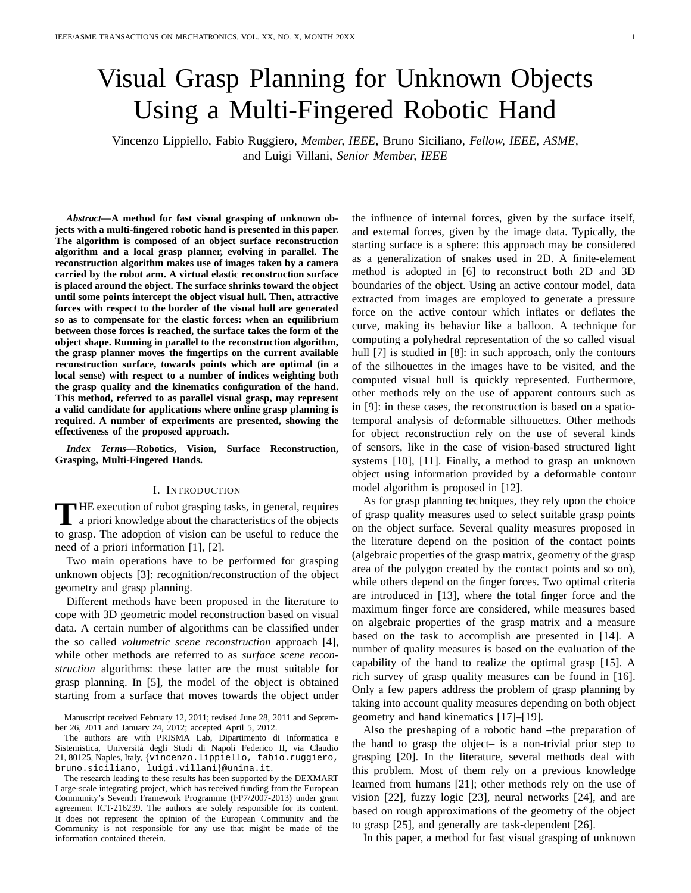# Visual Grasp Planning for Unknown Objects Using a Multi-Fingered Robotic Hand

Vincenzo Lippiello, Fabio Ruggiero, *Member, IEEE,* Bruno Siciliano, *Fellow, IEEE, ASME,* and Luigi Villani, *Senior Member, IEEE*

***Abstract*—A method for fast visual grasping of unknown objects with a multi-fingered robotic hand is presented in this paper. The algorithm is composed of an object surface reconstruction algorithm and a local grasp planner, evolving in parallel. The reconstruction algorithm makes use of images taken by a camera carried by the robot arm. A virtual elastic reconstruction surface is placed around the object. The surface shrinks toward the object until some points intercept the object visual hull. Then, attractive forces with respect to the border of the visual hull are generated so as to compensate for the elastic forces: when an equilibrium between those forces is reached, the surface takes the form of the object shape. Running in parallel to the reconstruction algorithm, the grasp planner moves the fingertips on the current available reconstruction surface, towards points which are optimal (in a local sense) with respect to a number of indices weighting both the grasp quality and the kinematics configuration of the hand. This method, referred to as parallel visual grasp, may represent a valid candidate for applications where online grasp planning is required. A number of experiments are presented, showing the effectiveness of the proposed approach.**

***Index Terms*—Robotics, Vision, Surface Reconstruction, Grasping, Multi-Fingered Hands.**

## I. Introduction

The execution of robot grasping tasks, in general, requires a priori knowledge about the characteristics of the objects to grasp. The adoption of vision can be useful to reduce the need of a priori information [1], [2].

Two main operations have to be performed for grasping unknown objects [3]: recognition/reconstruction of the object geometry and grasp planning.

Different methods have been proposed in the literature to cope with 3D geometric model reconstruction based on visual data. A certain number of algorithms can be classified under the so called *volumetric scene reconstruction* approach [4], while other methods are referred to as *surface scene reconstruction* algorithms: these latter are the most suitable for grasp planning. In [5], the model of the object is obtained starting from a surface that moves towards the object under the influence of internal forces, given by the surface itself, and external forces, given by the image data. Typically, the starting surface is a sphere: this approach may be considered as a generalization of snakes used in 2D. A finite-element method is adopted in [6] to reconstruct both 2D and 3D boundaries of the object. Using an active contour model, data extracted from images are employed to generate a pressure force on the active contour which inflates or deflates the curve, making its behavior like a balloon. A technique for computing a polyhedral representation of the so called visual hull [7] is studied in [8]: in such approach, only the contours of the silhouettes in the images have to be visited, and the computed visual hull is quickly represented. Furthermore, other methods rely on the use of apparent contours such as in [9]: in these cases, the reconstruction is based on a spatio-temporal analysis of deformable silhouettes. Other methods for object reconstruction rely on the use of several kinds of sensors, like in the case of vision-based structured light systems [10], [11]. Finally, a method to grasp an unknown object using information provided by a deformable contour model algorithm is proposed in [12].

As for grasp planning techniques, they rely upon the choice of grasp quality measures used to select suitable grasp points on the object surface. Several quality measures proposed in the literature depend on the position of the contact points (algebraic properties of the grasp matrix, geometry of the grasp area of the polygon created by the contact points and so on), while others depend on the finger forces. Two optimal criteria are introduced in [13], where the total finger force and the maximum finger force are considered, while measures based on algebraic properties of the grasp matrix and a measure based on the task to accomplish are presented in [14]. A number of quality measures is based on the evaluation of the capability of the hand to realize the optimal grasp [15]. A rich survey of grasp quality measures can be found in [16]. Only a few papers address the problem of grasp planning by taking into account quality measures depending on both object geometry and hand kinematics [17]–[19].

Also the preshaping of a robotic hand –the preparation of the hand to grasp the object– is a non-trivial prior step to grasping [20]. In the literature, several methods deal with this problem. Most of them rely on a previous knowledge learned from humans [21]; other methods rely on the use of vision [22], fuzzy logic [23], neural networks [24], and are based on rough approximations of the geometry of the object to grasp [25], and generally are task-dependent [26].

In this paper, a method for fast visual grasping of unknown

Manuscript received February 12, 2011; revised June 28, 2011 and September 26, 2011 and January 24, 2012; accepted April 5, 2012.

The authors are with PRISMA Lab, Dipartimento di Informatica e Sistemistica, Università degli Studi di Napoli Federico II, via Claudio 21, 80125, Naples, Italy, {vincenzo.lippiello, fabio.ruggiero, bruno.siciliano, luigi.villani}@unina.it.

The research leading to these results has been supported by the DEXMART Large-scale integrating project, which has received funding from the European Community's Seventh Framework Programme (FP7/2007-2013) under grant agreement ICT-216239. The authors are solely responsible for its content. It does not represent the opinion of the European Community and the Community is not responsible for any use that might be made of the information contained therein.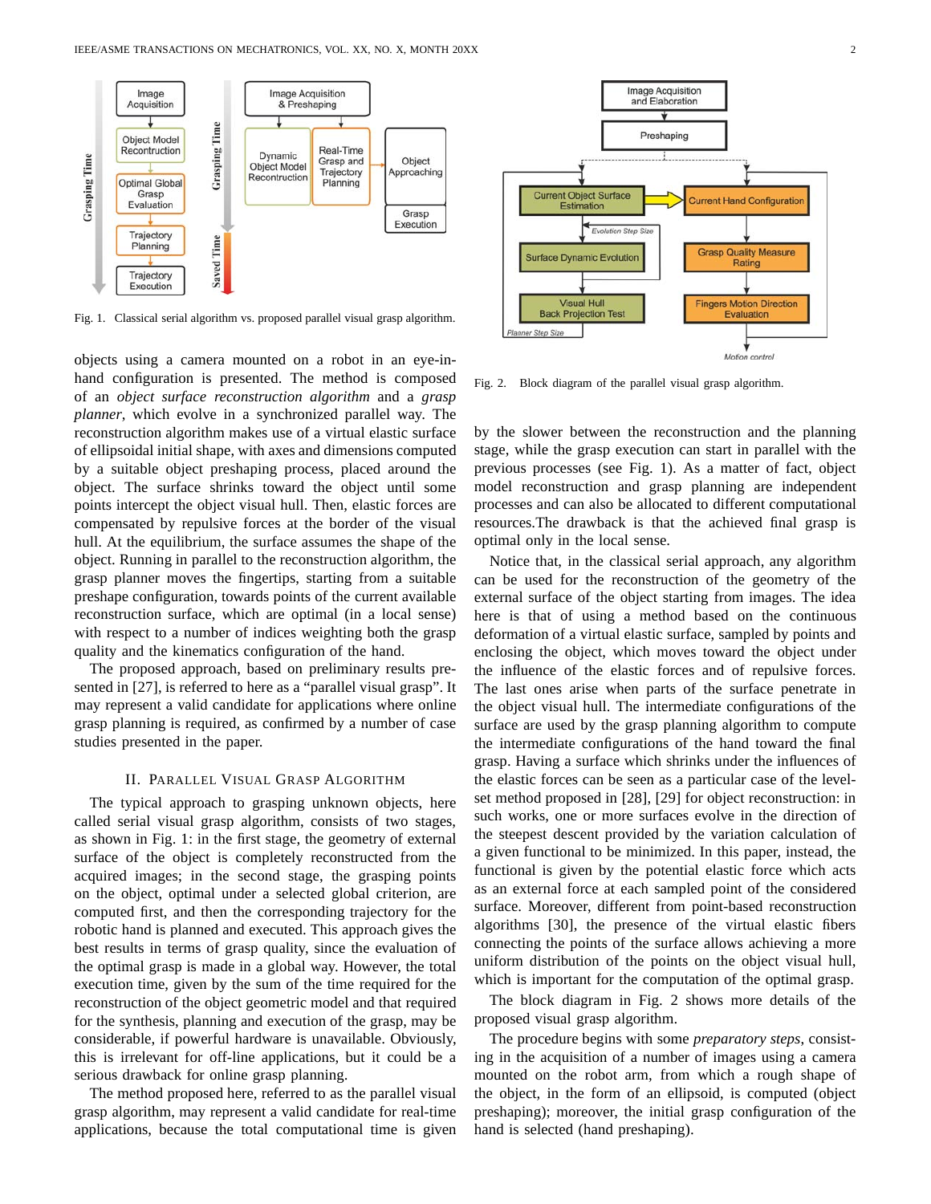Image Acquisition
Object Model Recontruction
Optimal Global Grasp Evaluation
Trajectory Planning
Trajectory Execution
Grasping Time

Image Acquisition & Preshaping
Dynamic Object Model Recontruction
Real-Time Grasp and Trajectory Planning
Object Approaching
Grasp Execution
Grasping Time
Saved Time

Fig. 1. Classical serial algorithm vs. proposed parallel visual grasp algorithm.

objects using a camera mounted on a robot in an eye-in-hand configuration is presented. The method is composed of an *object surface reconstruction algorithm* and a *grasp planner*, which evolve in a synchronized parallel way. The reconstruction algorithm makes use of a virtual elastic surface of ellipsoidal initial shape, with axes and dimensions computed by a suitable object preshaping process, placed around the object. The surface shrinks toward the object until some points intercept the object visual hull. Then, elastic forces are compensated by repulsive forces at the border of the visual hull. At the equilibrium, the surface assumes the shape of the object. Running in parallel to the reconstruction algorithm, the grasp planner moves the fingertips, starting from a suitable preshape configuration, towards points of the current available reconstruction surface, which are optimal (in a local sense) with respect to a number of indices weighting both the grasp quality and the kinematics configuration of the hand.

The proposed approach, based on preliminary results presented in [27], is referred to here as a "parallel visual grasp". It may represent a valid candidate for applications where online grasp planning is required, as confirmed by a number of case studies presented in the paper.

## II. Parallel Visual Grasp Algorithm

The typical approach to grasping unknown objects, here called serial visual grasp algorithm, consists of two stages, as shown in Fig. 1: in the first stage, the geometry of external surface of the object is completely reconstructed from the acquired images; in the second stage, the grasping points on the object, optimal under a selected global criterion, are computed first, and then the corresponding trajectory for the robotic hand is planned and executed. This approach gives the best results in terms of grasp quality, since the evaluation of the optimal grasp is made in a global way. However, the total execution time, given by the sum of the time required for the reconstruction of the object geometric model and that required for the synthesis, planning and execution of the grasp, may be considerable, if powerful hardware is unavailable. Obviously, this is irrelevant for off-line applications, but it could be a serious drawback for online grasp planning.

The method proposed here, referred to as the parallel visual grasp algorithm, may represent a valid candidate for real-time applications, because the total computational time is given by the slower between the reconstruction and the planning stage, while the grasp execution can start in parallel with the previous processes (see Fig. 1). As a matter of fact, object model reconstruction and grasp planning are independent processes and can also be allocated to different computational resources.The drawback is that the achieved final grasp is optimal only in the local sense.

Image Acquisition and Elaboration
Preshaping
Current Object Surface Estimation
Current Hand Configuration
Evolution Step Size
Surface Dynamic Evolution
Grasp Quality Measure Rating
Visual Hull Back Projection Test
Fingers Motion Direction Evaluation
Planner Step Size
Motion control

Fig. 2. Block diagram of the parallel visual grasp algorithm.

Notice that, in the classical serial approach, any algorithm can be used for the reconstruction of the geometry of the external surface of the object starting from images. The idea here is that of using a method based on the continuous deformation of a virtual elastic surface, sampled by points and enclosing the object, which moves toward the object under the influence of the elastic forces and of repulsive forces. The last ones arise when parts of the surface penetrate in the object visual hull. The intermediate configurations of the surface are used by the grasp planning algorithm to compute the intermediate configurations of the hand toward the final grasp. Having a surface which shrinks under the influences of the elastic forces can be seen as a particular case of the level-set method proposed in [28], [29] for object reconstruction: in such works, one or more surfaces evolve in the direction of the steepest descent provided by the variation calculation of a given functional to be minimized. In this paper, instead, the functional is given by the potential elastic force which acts as an external force at each sampled point of the considered surface. Moreover, different from point-based reconstruction algorithms [30], the presence of the virtual elastic fibers connecting the points of the surface allows achieving a more uniform distribution of the points on the object visual hull, which is important for the computation of the optimal grasp.

The block diagram in Fig. 2 shows more details of the proposed visual grasp algorithm.

The procedure begins with some *preparatory steps*, consisting in the acquisition of a number of images using a camera mounted on the robot arm, from which a rough shape of the object, in the form of an ellipsoid, is computed (object preshaping); moreover, the initial grasp configuration of the hand is selected (hand preshaping).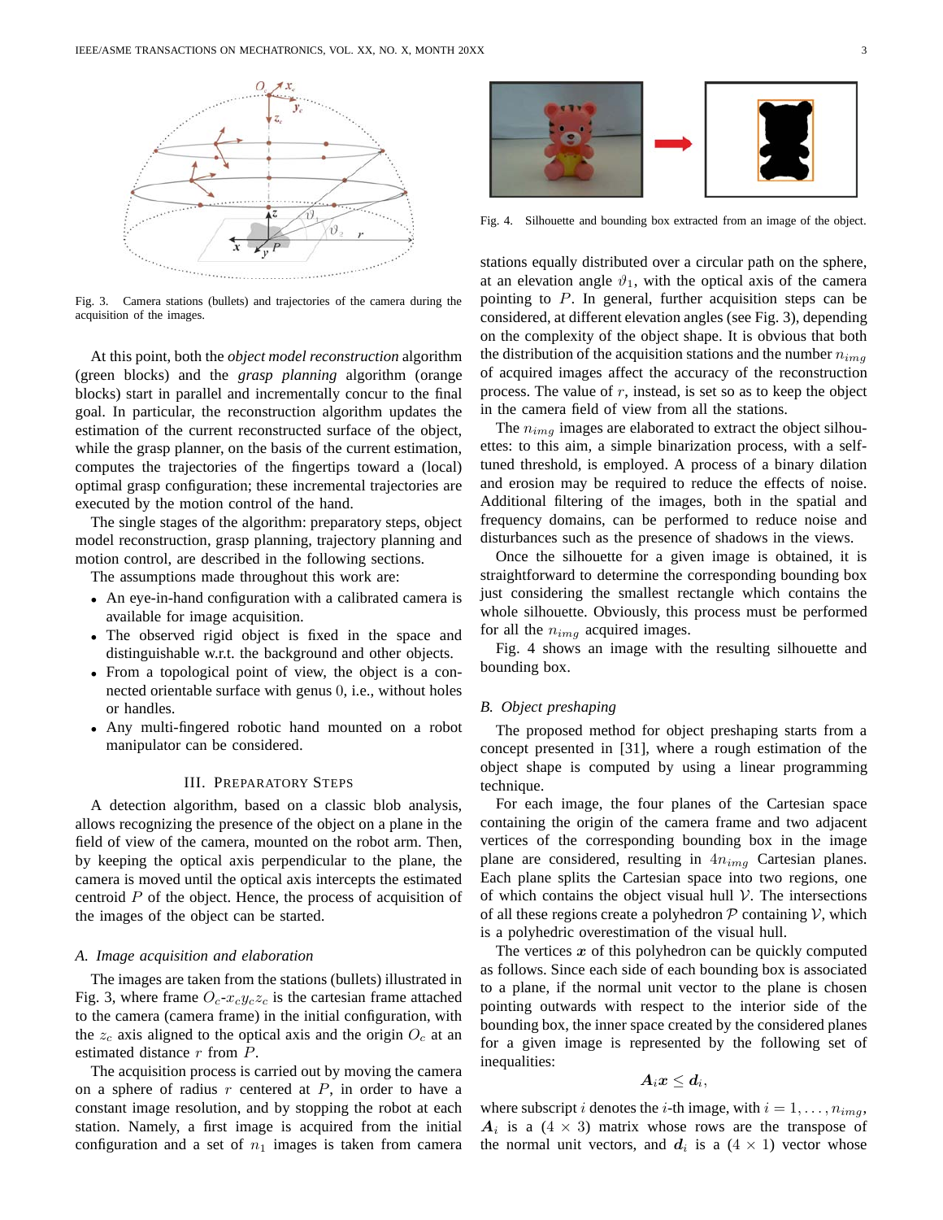Fig. 3. Camera stations (bullets) and trajectories of the camera during the acquisition of the images.

At this point, both the *object model reconstruction* algorithm (green blocks) and the *grasp planning* algorithm (orange blocks) start in parallel and incrementally concur to the final goal. In particular, the reconstruction algorithm updates the estimation of the current reconstructed surface of the object, while the grasp planner, on the basis of the current estimation, computes the trajectories of the fingertips toward a (local) optimal grasp configuration; these incremental trajectories are executed by the motion control of the hand.

The single stages of the algorithm: preparatory steps, object model reconstruction, grasp planning, trajectory planning and motion control, are described in the following sections.

The assumptions made throughout this work are:

- An eye-in-hand configuration with a calibrated camera is available for image acquisition.
- The observed rigid object is fixed in the space and distinguishable w.r.t. the background and other objects.
- From a topological point of view, the object is a connected orientable surface with genus 0, i.e., without holes or handles.
- Any multi-fingered robotic hand mounted on a robot manipulator can be considered.

## III. Preparatory Steps

A detection algorithm, based on a classic blob analysis, allows recognizing the presence of the object on a plane in the field of view of the camera, mounted on the robot arm. Then, by keeping the optical axis perpendicular to the plane, the camera is moved until the optical axis intercepts the estimated centroid $P$ of the object. Hence, the process of acquisition of the images of the object can be started.

### A. Image acquisition and elaboration

The images are taken from the stations (bullets) illustrated in Fig. 3, where frame $O_c$-$x_c y_c z_c$ is the cartesian frame attached to the camera (camera frame) in the initial configuration, with the $z_c$ axis aligned to the optical axis and the origin $O_c$ at an estimated distance $r$ from $P$.

The acquisition process is carried out by moving the camera on a sphere of radius $r$ centered at $P$, in order to have a constant image resolution, and by stopping the robot at each station. Namely, a first image is acquired from the initial configuration and a set of $n_1$ images is taken from camera stations equally distributed over a circular path on the sphere, at an elevation angle $\vartheta_1$, with the optical axis of the camera pointing to $P$. In general, further acquisition steps can be considered, at different elevation angles (see Fig. 3), depending on the complexity of the object shape. It is obvious that both the distribution of the acquisition stations and the number $n_{img}$ of acquired images affect the accuracy of the reconstruction process. The value of $r$, instead, is set so as to keep the object in the camera field of view from all the stations.

Fig. 4. Silhouette and bounding box extracted from an image of the object.

The $n_{img}$ images are elaborated to extract the object silhouettes: to this aim, a simple binarization process, with a self-tuned threshold, is employed. A process of a binary dilation and erosion may be required to reduce the effects of noise. Additional filtering of the images, both in the spatial and frequency domains, can be performed to reduce noise and disturbances such as the presence of shadows in the views.

Once the silhouette for a given image is obtained, it is straightforward to determine the corresponding bounding box just considering the smallest rectangle which contains the whole silhouette. Obviously, this process must be performed for all the $n_{img}$ acquired images.

Fig. 4 shows an image with the resulting silhouette and bounding box.

### B. Object preshaping

The proposed method for object preshaping starts from a concept presented in [31], where a rough estimation of the object shape is computed by using a linear programming technique.

For each image, the four planes of the Cartesian space containing the origin of the camera frame and two adjacent vertices of the corresponding bounding box in the image plane are considered, resulting in $4n_{img}$ Cartesian planes. Each plane splits the Cartesian space into two regions, one of which contains the object visual hull $\mathcal{V}$. The intersections of all these regions create a polyhedron $\mathcal{P}$ containing $\mathcal{V}$, which is a polyhedric overestimation of the visual hull.

The vertices $\boldsymbol{x}$ of this polyhedron can be quickly computed as follows. Since each side of each bounding box is associated to a plane, if the normal unit vector to the plane is chosen pointing outwards with respect to the interior side of the bounding box, the inner space created by the considered planes for a given image is represented by the following set of inequalities:

$$\boldsymbol{A}_i \boldsymbol{x} \leq \boldsymbol{d}_i,$$

where subscript $i$ denotes the $i$-th image, with $i = 1, \ldots, n_{img}$, $\boldsymbol{A}_i$ is a $(4 \times 3)$ matrix whose rows are the transpose of the normal unit vectors, and $\boldsymbol{d}_i$ is a $(4 \times 1)$ vector whose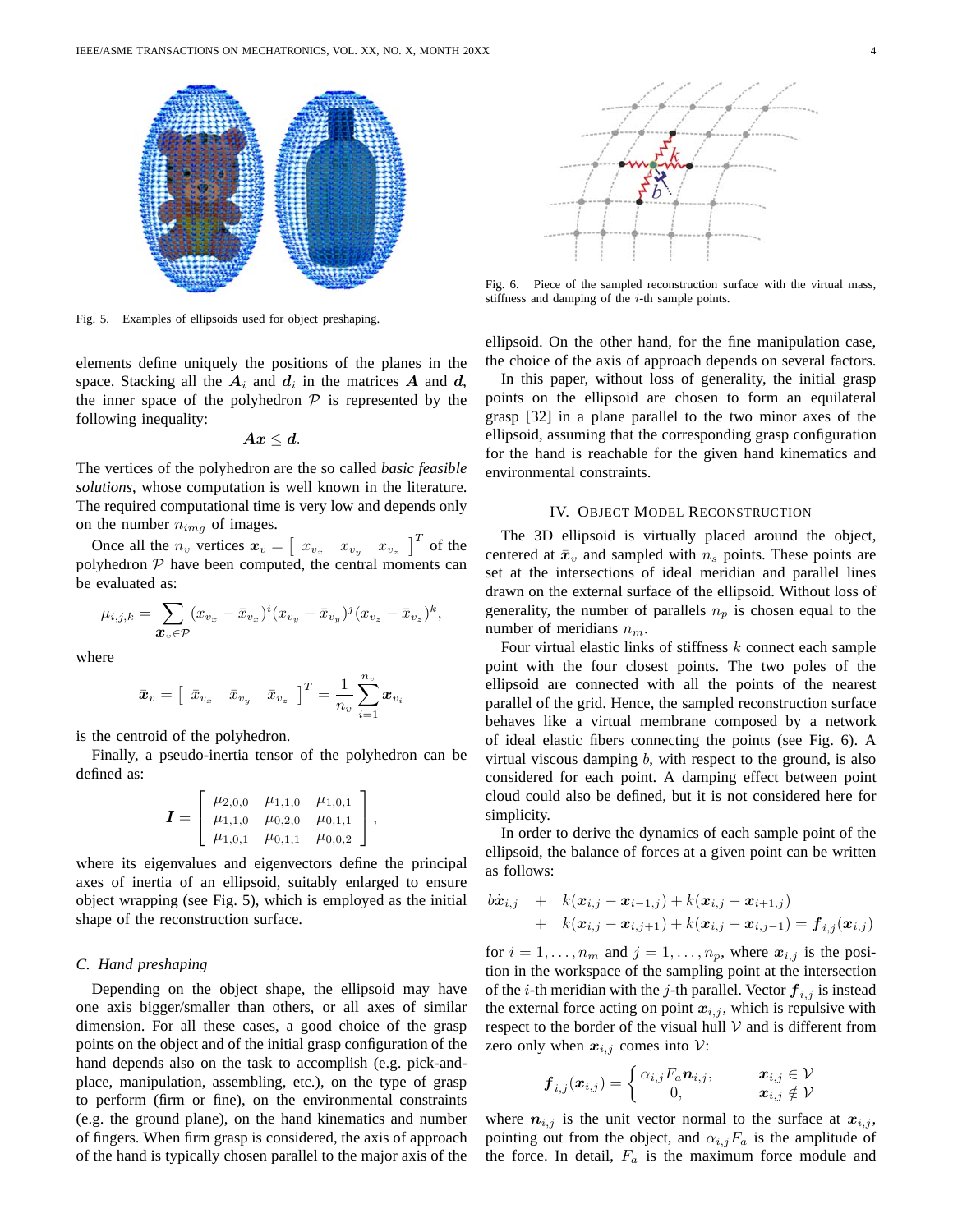Fig. 5. Examples of ellipsoids used for object preshaping.

elements define uniquely the positions of the planes in the space. Stacking all the $\boldsymbol{A}_i$ and $\boldsymbol{d}_i$ in the matrices $\boldsymbol{A}$ and $\boldsymbol{d}$, the inner space of the polyhedron $\mathcal{P}$ is represented by the following inequality:

$$\boldsymbol{A}\boldsymbol{x} \leq \boldsymbol{d}.$$

The vertices of the polyhedron are the so called *basic feasible solutions*, whose computation is well known in the literature. The required computational time is very low and depends only on the number $n_{img}$ of images.

Once all the $n_v$ vertices $\boldsymbol{x}_v = \left[\begin{array}{ccc} x_{v_x} & x_{v_y} & x_{v_z} \end{array}\right]^T$ of the polyhedron $\mathcal{P}$ have been computed, the central moments can be evaluated as:

$$\mu_{i,j,k} = \sum_{\boldsymbol{x}_v \in \mathcal{P}} (x_{v_x} - \bar{x}_{v_x})^i (x_{v_y} - \bar{x}_{v_y})^j (x_{v_z} - \bar{x}_{v_z})^k,$$

where

$$\bar{\boldsymbol{x}}_v = \left[\begin{array}{ccc} \bar{x}_{v_x} & \bar{x}_{v_y} & \bar{x}_{v_z} \end{array}\right]^T = \frac{1}{n_v}\sum_{i=1}^{n_v} \boldsymbol{x}_{v_i}$$

is the centroid of the polyhedron.

Finally, a pseudo-inertia tensor of the polyhedron can be defined as:

$$\boldsymbol{I} = \left[\begin{array}{ccc} \mu_{2,0,0} & \mu_{1,1,0} & \mu_{1,0,1} \\ \mu_{1,1,0} & \mu_{0,2,0} & \mu_{0,1,1} \\ \mu_{1,0,1} & \mu_{0,1,1} & \mu_{0,0,2} \end{array}\right],$$

where its eigenvalues and eigenvectors define the principal axes of inertia of an ellipsoid, suitably enlarged to ensure object wrapping (see Fig. 5), which is employed as the initial shape of the reconstruction surface.

### C. Hand preshaping

Depending on the object shape, the ellipsoid may have one axis bigger/smaller than others, or all axes of similar dimension. For all these cases, a good choice of the grasp points on the object and of the initial grasp configuration of the hand depends also on the task to accomplish (e.g. pick-and-place, manipulation, assembling, etc.), on the type of grasp to perform (firm or fine), on the environmental constraints (e.g. the ground plane), on the hand kinematics and number of fingers. When firm grasp is considered, the axis of approach of the hand is typically chosen parallel to the major axis of the ellipsoid. On the other hand, for the fine manipulation case, the choice of the axis of approach depends on several factors.

In this paper, without loss of generality, the initial grasp points on the ellipsoid are chosen to form an equilateral grasp [32] in a plane parallel to the two minor axes of the ellipsoid, assuming that the corresponding grasp configuration for the hand is reachable for the given hand kinematics and environmental constraints.

Fig. 6. Piece of the sampled reconstruction surface with the virtual mass, stiffness and damping of the $i$-th sample points.

## IV. Object Model Reconstruction

The 3D ellipsoid is virtually placed around the object, centered at $\bar{\boldsymbol{x}}_v$ and sampled with $n_s$ points. These points are set at the intersections of ideal meridian and parallel lines drawn on the external surface of the ellipsoid. Without loss of generality, the number of parallels $n_p$ is chosen equal to the number of meridians $n_m$.

Four virtual elastic links of stiffness $k$ connect each sample point with the four closest points. The two poles of the ellipsoid are connected with all the points of the nearest parallel of the grid. Hence, the sampled reconstruction surface behaves like a virtual membrane composed by a network of ideal elastic fibers connecting the points (see Fig. 6). A virtual viscous damping $b$, with respect to the ground, is also considered for each point. A damping effect between point cloud could also be defined, but it is not considered here for simplicity.

In order to derive the dynamics of each sample point of the ellipsoid, the balance of forces at a given point can be written as follows:

$$\begin{aligned} b\dot{\boldsymbol{x}}_{i,j} \quad &+ \quad k(\boldsymbol{x}_{i,j} - \boldsymbol{x}_{i-1,j}) + k(\boldsymbol{x}_{i,j} - \boldsymbol{x}_{i+1,j}) \\ &+ \quad k(\boldsymbol{x}_{i,j} - \boldsymbol{x}_{i,j+1}) + k(\boldsymbol{x}_{i,j} - \boldsymbol{x}_{i,j-1}) = \boldsymbol{f}_{i,j}(\boldsymbol{x}_{i,j}) \end{aligned}$$

for $i = 1, \ldots, n_m$ and $j = 1, \ldots, n_p$, where $\boldsymbol{x}_{i,j}$ is the position in the workspace of the sampling point at the intersection of the $i$-th meridian with the $j$-th parallel. Vector $\boldsymbol{f}_{i,j}$ is instead the external force acting on point $\boldsymbol{x}_{i,j}$, which is repulsive with respect to the border of the visual hull $\mathcal{V}$ and is different from zero only when $\boldsymbol{x}_{i,j}$ comes into $\mathcal{V}$:

$$\boldsymbol{f}_{i,j}(\boldsymbol{x}_{i,j}) = \left\{ \begin{array}{ll} \alpha_{i,j} F_a \boldsymbol{n}_{i,j}, & \boldsymbol{x}_{i,j} \in \mathcal{V} \\ 0, & \boldsymbol{x}_{i,j} \notin \mathcal{V} \end{array} \right.$$

where $\boldsymbol{n}_{i,j}$ is the unit vector normal to the surface at $\boldsymbol{x}_{i,j}$, pointing out from the object, and $\alpha_{i,j} F_a$ is the amplitude of the force. In detail, $F_a$ is the maximum force module and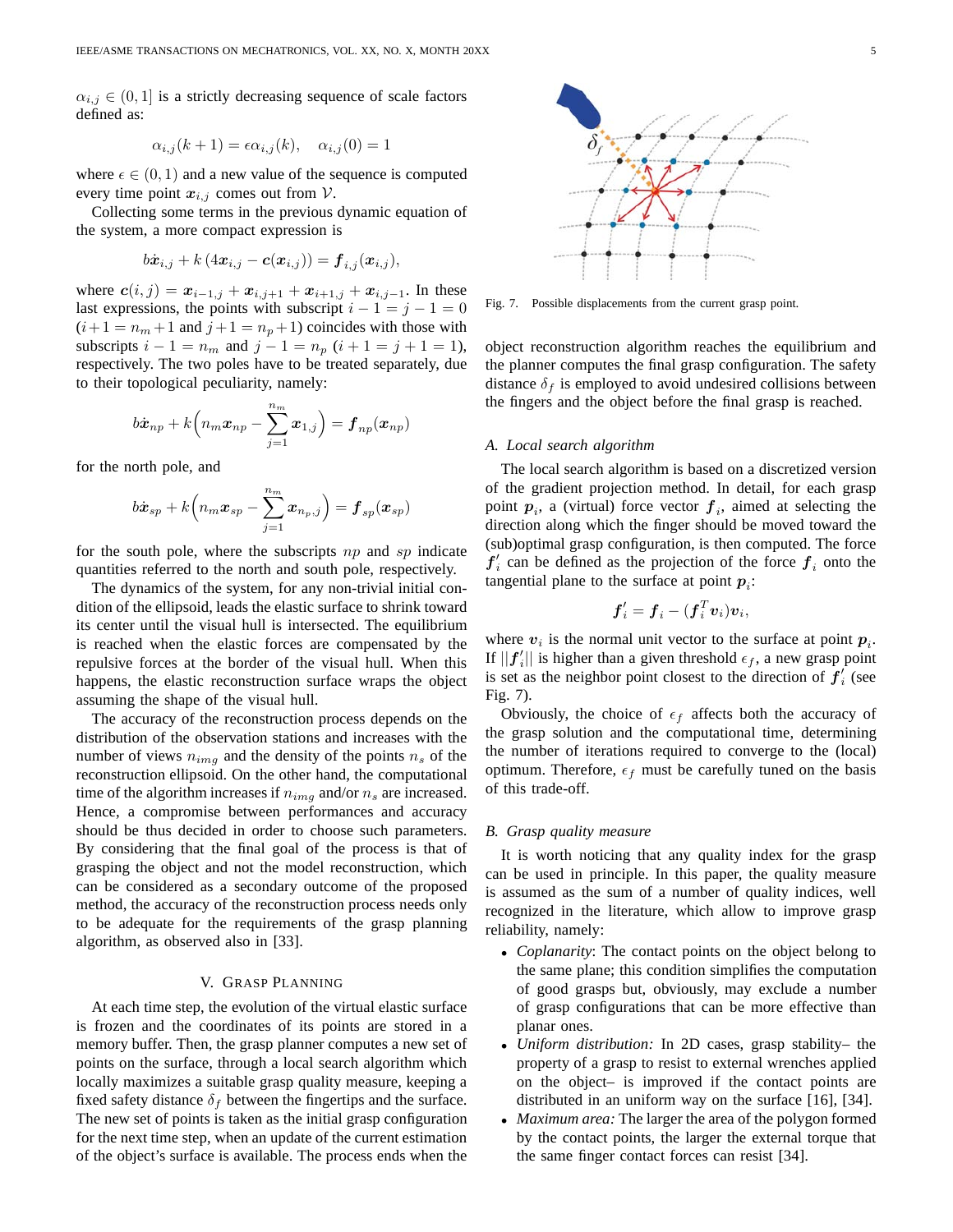$\alpha_{i,j} \in (0, 1]$ is a strictly decreasing sequence of scale factors defined as:

$$\alpha_{i,j}(k+1) = \epsilon \alpha_{i,j}(k), \quad \alpha_{i,j}(0) = 1$$

where $\epsilon \in (0, 1)$ and a new value of the sequence is computed every time point $\boldsymbol{x}_{i,j}$ comes out from $\mathcal{V}$.

Collecting some terms in the previous dynamic equation of the system, a more compact expression is

$$b\dot{\boldsymbol{x}}_{i,j} + k\left(4\boldsymbol{x}_{i,j} - \boldsymbol{c}(\boldsymbol{x}_{i,j})\right) = \boldsymbol{f}_{i,j}(\boldsymbol{x}_{i,j}),$$

where $\boldsymbol{c}(i,j) = \boldsymbol{x}_{i-1,j} + \boldsymbol{x}_{i,j+1} + \boldsymbol{x}_{i+1,j} + \boldsymbol{x}_{i,j-1}$. In these last expressions, the points with subscript $i-1 = j-1 = 0$ ($i+1 = n_m+1$ and $j+1 = n_p+1$) coincides with those with subscripts $i-1 = n_m$ and $j-1 = n_p$ ($i+1 = j+1 = 1$), respectively. The two poles have to be treated separately, due to their topological peculiarity, namely:

$$b\dot{\boldsymbol{x}}_{np} + k\Big(n_m \boldsymbol{x}_{np} - \sum_{j=1}^{n_m} \boldsymbol{x}_{1,j}\Big) = \boldsymbol{f}_{np}(\boldsymbol{x}_{np})$$

for the north pole, and

$$b\dot{\boldsymbol{x}}_{sp} + k\Big(n_m \boldsymbol{x}_{sp} - \sum_{j=1}^{n_m} \boldsymbol{x}_{n_p,j}\Big) = \boldsymbol{f}_{sp}(\boldsymbol{x}_{sp})$$

for the south pole, where the subscripts $np$ and $sp$ indicate quantities referred to the north and south pole, respectively.

The dynamics of the system, for any non-trivial initial condition of the ellipsoid, leads the elastic surface to shrink toward its center until the visual hull is intersected. The equilibrium is reached when the elastic forces are compensated by the repulsive forces at the border of the visual hull. When this happens, the elastic reconstruction surface wraps the object assuming the shape of the visual hull.

The accuracy of the reconstruction process depends on the distribution of the observation stations and increases with the number of views $n_{img}$ and the density of the points $n_s$ of the reconstruction ellipsoid. On the other hand, the computational time of the algorithm increases if $n_{img}$ and/or $n_s$ are increased. Hence, a compromise between performances and accuracy should be thus decided in order to choose such parameters. By considering that the final goal of the process is that of grasping the object and not the model reconstruction, which can be considered as a secondary outcome of the proposed method, the accuracy of the reconstruction process needs only to be adequate for the requirements of the grasp planning algorithm, as observed also in [33].

## V. Grasp Planning

At each time step, the evolution of the virtual elastic surface is frozen and the coordinates of its points are stored in a memory buffer. Then, the grasp planner computes a new set of points on the surface, through a local search algorithm which locally maximizes a suitable grasp quality measure, keeping a fixed safety distance $\delta_f$ between the fingertips and the surface. The new set of points is taken as the initial grasp configuration for the next time step, when an update of the current estimation of the object's surface is available. The process ends when the object reconstruction algorithm reaches the equilibrium and the planner computes the final grasp configuration. The safety distance $\delta_f$ is employed to avoid undesired collisions between the fingers and the object before the final grasp is reached.

Fig. 7. Possible displacements from the current grasp point.

### A. Local search algorithm

The local search algorithm is based on a discretized version of the gradient projection method. In detail, for each grasp point $\boldsymbol{p}_i$, a (virtual) force vector $\boldsymbol{f}_i$, aimed at selecting the direction along which the finger should be moved toward the (sub)optimal grasp configuration, is then computed. The force $\boldsymbol{f}'_i$ can be defined as the projection of the force $\boldsymbol{f}_i$ onto the tangential plane to the surface at point $\boldsymbol{p}_i$:

$$\boldsymbol{f}'_i = \boldsymbol{f}_i - (\boldsymbol{f}_i^T \boldsymbol{v}_i)\boldsymbol{v}_i,$$

where $\boldsymbol{v}_i$ is the normal unit vector to the surface at point $\boldsymbol{p}_i$. If $||\boldsymbol{f}'_i||$ is higher than a given threshold $\epsilon_f$, a new grasp point is set as the neighbor point closest to the direction of $\boldsymbol{f}'_i$ (see Fig. 7).

Obviously, the choice of $\epsilon_f$ affects both the accuracy of the grasp solution and the computational time, determining the number of iterations required to converge to the (local) optimum. Therefore, $\epsilon_f$ must be carefully tuned on the basis of this trade-off.

### B. Grasp quality measure

It is worth noticing that any quality index for the grasp can be used in principle. In this paper, the quality measure is assumed as the sum of a number of quality indices, well recognized in the literature, which allow to improve grasp reliability, namely:

- *Coplanarity*: The contact points on the object belong to the same plane; this condition simplifies the computation of good grasps but, obviously, may exclude a number of grasp configurations that can be more effective than planar ones.
- *Uniform distribution:* In 2D cases, grasp stability– the property of a grasp to resist to external wrenches applied on the object– is improved if the contact points are distributed in an uniform way on the surface [16], [34].
- *Maximum area:* The larger the area of the polygon formed by the contact points, the larger the external torque that the same finger contact forces can resist [34].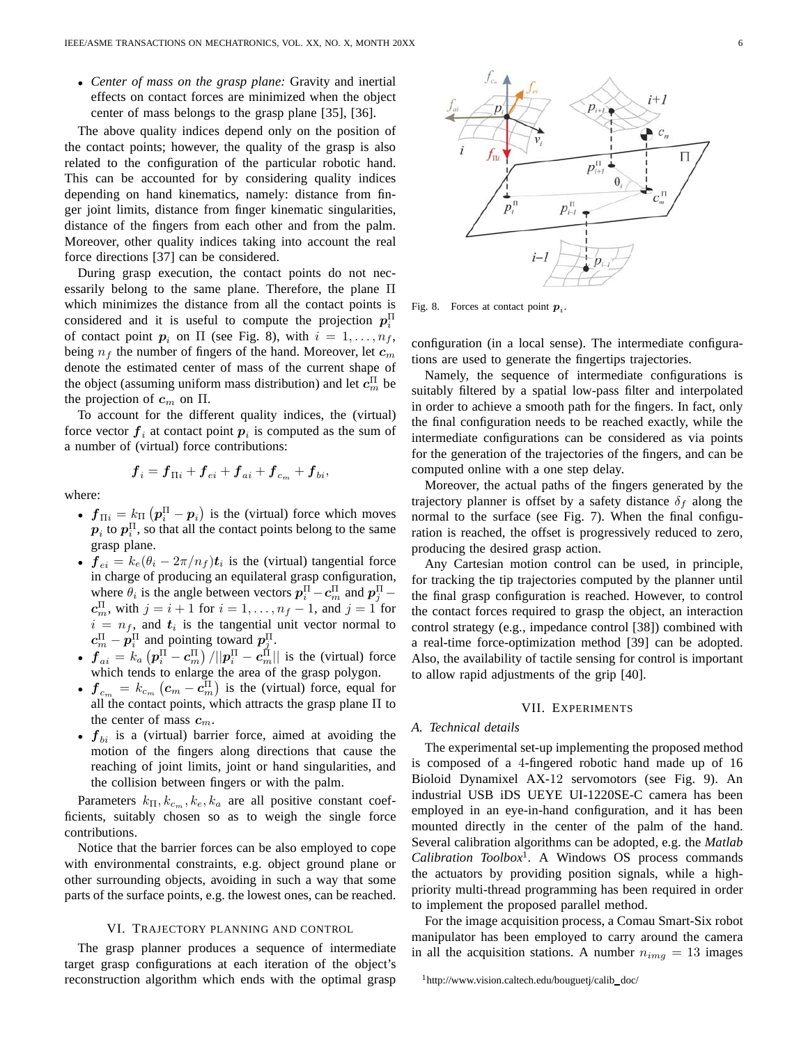- *Center of mass on the grasp plane:* Gravity and inertial effects on contact forces are minimized when the object center of mass belongs to the grasp plane [35], [36].

The above quality indices depend only on the position of the contact points; however, the quality of the grasp is also related to the configuration of the particular robotic hand. This can be accounted for by considering quality indices depending on hand kinematics, namely: distance from finger joint limits, distance from finger kinematic singularities, distance of the fingers from each other and from the palm. Moreover, other quality indices taking into account the real force directions [37] can be considered.

During grasp execution, the contact points do not necessarily belong to the same plane. Therefore, the plane $\Pi$ which minimizes the distance from all the contact points is considered and it is useful to compute the projection $\boldsymbol{p}_i^{\Pi}$ of contact point $\boldsymbol{p}_i$ on $\Pi$ (see Fig. 8), with $i = 1, \ldots, n_f$, being $n_f$ the number of fingers of the hand. Moreover, let $\boldsymbol{c}_m$ denote the estimated center of mass of the current shape of the object (assuming uniform mass distribution) and let $\boldsymbol{c}_m^{\Pi}$ be the projection of $\boldsymbol{c}_m$ on $\Pi$.

To account for the different quality indices, the (virtual) force vector $\boldsymbol{f}_i$ at contact point $\boldsymbol{p}_i$ is computed as the sum of a number of (virtual) force contributions:

$$\boldsymbol{f}_i = \boldsymbol{f}_{\Pi i} + \boldsymbol{f}_{ei} + \boldsymbol{f}_{ai} + \boldsymbol{f}_{c_m} + \boldsymbol{f}_{bi},$$

where:

- $\boldsymbol{f}_{\Pi i} = k_{\Pi}\left(\boldsymbol{p}_i^{\Pi} - \boldsymbol{p}_i\right)$ is the (virtual) force which moves $\boldsymbol{p}_i$ to $\boldsymbol{p}_i^{\Pi}$, so that all the contact points belong to the same grasp plane.
- $\boldsymbol{f}_{ei} = k_e(\theta_i - 2\pi/n_f)\boldsymbol{t}_i$ is the (virtual) tangential force in charge of producing an equilateral grasp configuration, where $\theta_i$ is the angle between vectors $\boldsymbol{p}_i^{\Pi} - \boldsymbol{c}_m^{\Pi}$ and $\boldsymbol{p}_j^{\Pi} - \boldsymbol{c}_m^{\Pi}$, with $j = i+1$ for $i = 1, \ldots, n_f - 1$, and $j = 1$ for $i = n_f$, and $\boldsymbol{t}_i$ is the tangential unit vector normal to $\boldsymbol{c}_m^{\Pi} - \boldsymbol{p}_i^{\Pi}$ and pointing toward $\boldsymbol{p}_j^{\Pi}$.
- $\boldsymbol{f}_{ai} = k_a\left(\boldsymbol{p}_i^{\Pi} - \boldsymbol{c}_m^{\Pi}\right)/||\boldsymbol{p}_i^{\Pi} - \boldsymbol{c}_m^{\Pi}||$ is the (virtual) force which tends to enlarge the area of the grasp polygon.
- $\boldsymbol{f}_{c_m} = k_{c_m}\left(\boldsymbol{c}_m - \boldsymbol{c}_m^{\Pi}\right)$ is the (virtual) force, equal for all the contact points, which attracts the grasp plane $\Pi$ to the center of mass $\boldsymbol{c}_m$.
- $\boldsymbol{f}_{bi}$ is a (virtual) barrier force, aimed at avoiding the motion of the fingers along directions that cause the reaching of joint limits, joint or hand singularities, and the collision between fingers or with the palm.

Parameters $k_{\Pi}, k_{c_m}, k_e, k_a$ are all positive constant coefficients, suitably chosen so as to weigh the single force contributions.

Notice that the barrier forces can be also employed to cope with environmental constraints, e.g. object ground plane or other surrounding objects, avoiding in such a way that some parts of the surface points, e.g. the lowest ones, can be reached.

## VI. Trajectory Planning and Control

The grasp planner produces a sequence of intermediate target grasp configurations at each iteration of the object's reconstruction algorithm which ends with the optimal grasp configuration (in a local sense). The intermediate configurations are used to generate the fingertips trajectories.

Fig. 8. Forces at contact point $\boldsymbol{p}_i$.

Namely, the sequence of intermediate configurations is suitably filtered by a spatial low-pass filter and interpolated in order to achieve a smooth path for the fingers. In fact, only the final configuration needs to be reached exactly, while the intermediate configurations can be considered as via points for the generation of the trajectories of the fingers, and can be computed online with a one step delay.

Moreover, the actual paths of the fingers generated by the trajectory planner is offset by a safety distance $\delta_f$ along the normal to the surface (see Fig. 7). When the final configuration is reached, the offset is progressively reduced to zero, producing the desired grasp action.

Any Cartesian motion control can be used, in principle, for tracking the tip trajectories computed by the planner until the final grasp configuration is reached. However, to control the contact forces required to grasp the object, an interaction control strategy (e.g., impedance control [38]) combined with a real-time force-optimization method [39] can be adopted. Also, the availability of tactile sensing for control is important to allow rapid adjustments of the grip [40].

## VII. Experiments

### A. Technical details

The experimental set-up implementing the proposed method is composed of a 4-fingered robotic hand made up of 16 Bioloid Dynamixel AX-12 servomotors (see Fig. 9). An industrial USB iDS UEYE UI-1220SE-C camera has been employed in an eye-in-hand configuration, and it has been mounted directly in the center of the palm of the hand. Several calibration algorithms can be adopted, e.g. the *Matlab Calibration Toolbox*[1]. A Windows OS process commands the actuators by providing position signals, while a high-priority multi-thread programming has been required in order to implement the proposed parallel method.

For the image acquisition process, a Comau Smart-Six robot manipulator has been employed to carry around the camera in all the acquisition stations. A number $n_{img} = 13$ images

[1] http://www.vision.caltech.edu/bouguetj/calib_doc/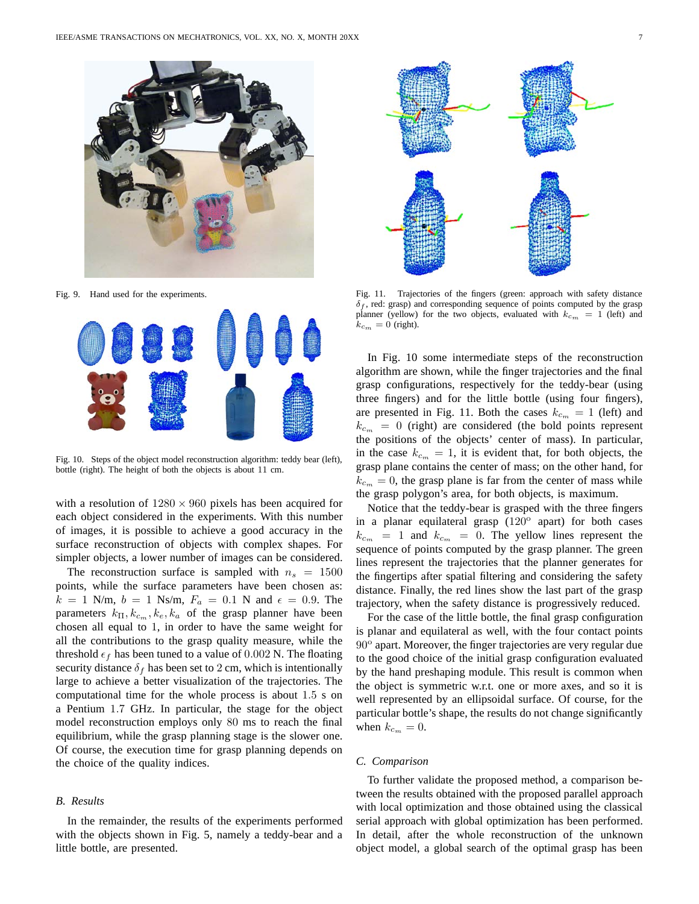Fig. 9. Hand used for the experiments.

Fig. 10. Steps of the object model reconstruction algorithm: teddy bear (left), bottle (right). The height of both the objects is about 11 cm.

with a resolution of $1280 \times 960$ pixels has been acquired for each object considered in the experiments. With this number of images, it is possible to achieve a good accuracy in the surface reconstruction of objects with complex shapes. For simpler objects, a lower number of images can be considered.

The reconstruction surface is sampled with $n_s = 1500$ points, while the surface parameters have been chosen as: $k = 1$ N/m, $b = 1$ Ns/m, $F_a = 0.1$ N and $\epsilon = 0.9$. The parameters $k_\Pi, k_{c_m}, k_e, k_a$ of the grasp planner have been chosen all equal to 1, in order to have the same weight for all the contributions to the grasp quality measure, while the threshold $\epsilon_f$ has been tuned to a value of $0.002$ N. The floating security distance $\delta_f$ has been set to 2 cm, which is intentionally large to achieve a better visualization of the trajectories. The computational time for the whole process is about $1.5$ s on a Pentium $1.7$ GHz. In particular, the stage for the object model reconstruction employs only $80$ ms to reach the final equilibrium, while the grasp planning stage is the slower one. Of course, the execution time for grasp planning depends on the choice of the quality indices.

### B. Results

In the remainder, the results of the experiments performed with the objects shown in Fig. 5, namely a teddy-bear and a little bottle, are presented.

Fig. 11. Trajectories of the fingers (green: approach with safety distance $\delta_f$, red: grasp) and corresponding sequence of points computed by the grasp planner (yellow) for the two objects, evaluated with $k_{c_m} = 1$ (left) and $k_{c_m} = 0$ (right).

In Fig. 10 some intermediate steps of the reconstruction algorithm are shown, while the finger trajectories and the final grasp configurations, respectively for the teddy-bear (using three fingers) and for the little bottle (using four fingers), are presented in Fig. 11. Both the cases $k_{c_m} = 1$ (left) and $k_{c_m} = 0$ (right) are considered (the bold points represent the positions of the objects' center of mass). In particular, in the case $k_{c_m} = 1$, it is evident that, for both objects, the grasp plane contains the center of mass; on the other hand, for $k_{c_m} = 0$, the grasp plane is far from the center of mass while the grasp polygon's area, for both objects, is maximum.

Notice that the teddy-bear is grasped with the three fingers in a planar equilateral grasp ($120^o$ apart) for both cases $k_{c_m} = 1$ and $k_{c_m} = 0$. The yellow lines represent the sequence of points computed by the grasp planner. The green lines represent the trajectories that the planner generates for the fingertips after spatial filtering and considering the safety distance. Finally, the red lines show the last part of the grasp trajectory, when the safety distance is progressively reduced.

For the case of the little bottle, the final grasp configuration is planar and equilateral as well, with the four contact points $90^o$ apart. Moreover, the finger trajectories are very regular due to the good choice of the initial grasp configuration evaluated by the hand preshaping module. This result is common when the object is symmetric w.r.t. one or more axes, and so it is well represented by an ellipsoidal surface. Of course, for the particular bottle's shape, the results do not change significantly when $k_{c_m} = 0$.

### C. Comparison

To further validate the proposed method, a comparison between the results obtained with the proposed parallel approach with local optimization and those obtained using the classical serial approach with global optimization has been performed. In detail, after the whole reconstruction of the unknown object model, a global search of the optimal grasp has been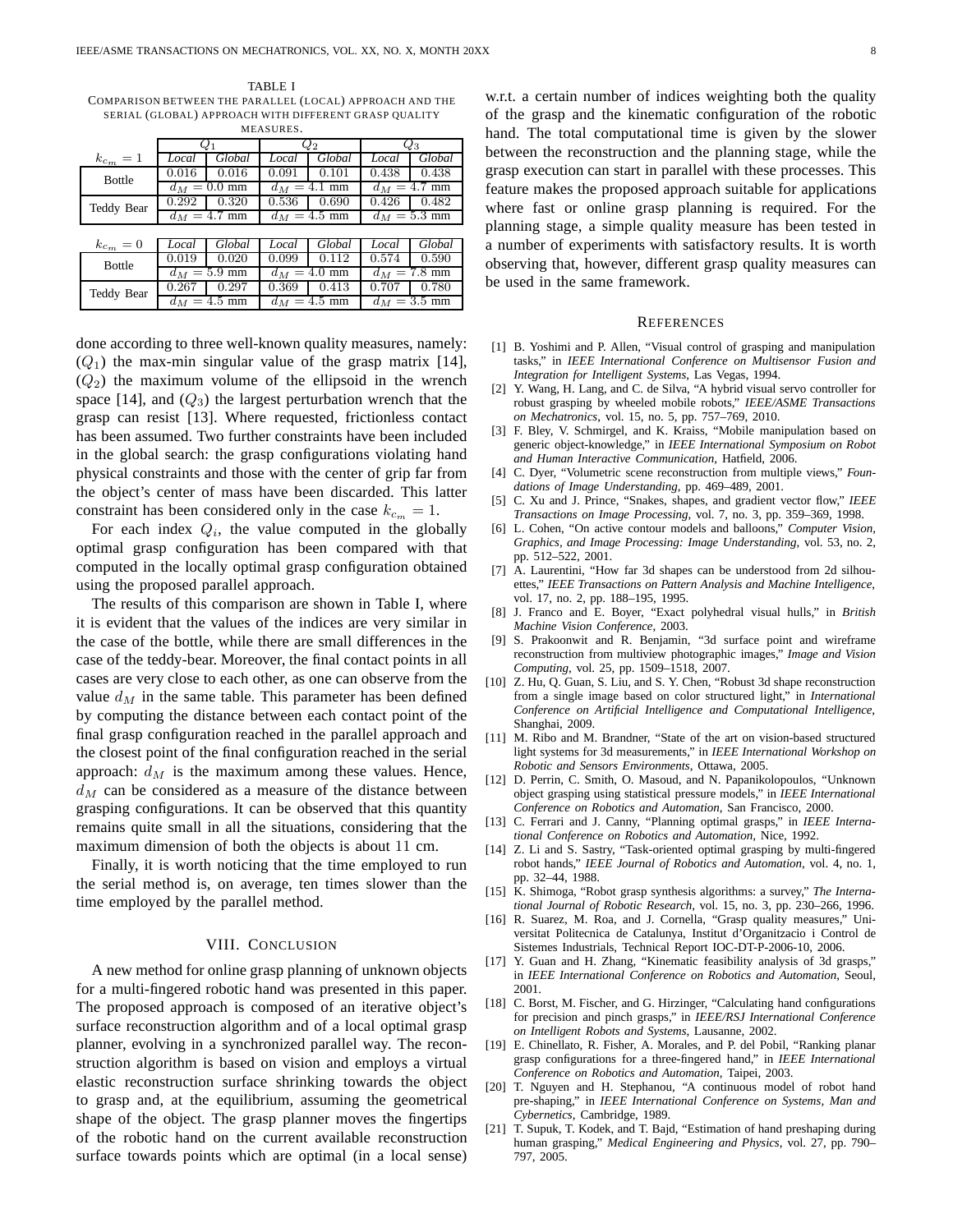TABLE I
COMPARISON BETWEEN THE PARALLEL (LOCAL) APPROACH AND THE SERIAL (GLOBAL) APPROACH WITH DIFFERENT GRASP QUALITY MEASURES.

| $k_{c_m} = 1$ | $Q_1$ | | $Q_2$ | | $Q_3$ | |
|---|---|---|---|---|---|---|
| | *Local* | *Global* | *Local* | *Global* | *Local* | *Global* |
| Bottle | 0.016 | 0.016 | 0.091 | 0.101 | 0.438 | 0.438 |
| | $d_M = 0.0$ mm | | $d_M = 4.1$ mm | | $d_M = 4.7$ mm | |
| Teddy Bear | 0.292 | 0.320 | 0.536 | 0.690 | 0.426 | 0.482 |
| | $d_M = 4.7$ mm | | $d_M = 4.5$ mm | | $d_M = 5.3$ mm | |

| $k_{c_m} = 0$ | *Local* | *Global* | *Local* | *Global* | *Local* | *Global* |
|---|---|---|---|---|---|---|
| Bottle | 0.019 | 0.020 | 0.099 | 0.112 | 0.574 | 0.590 |
| | $d_M = 5.9$ mm | | $d_M = 4.0$ mm | | $d_M = 7.8$ mm | |
| Teddy Bear | 0.267 | 0.297 | 0.369 | 0.413 | 0.707 | 0.780 |
| | $d_M = 4.5$ mm | | $d_M = 4.5$ mm | | $d_M = 3.5$ mm | |

done according to three well-known quality measures, namely: ($Q_1$) the max-min singular value of the grasp matrix [14], ($Q_2$) the maximum volume of the ellipsoid in the wrench space [14], and ($Q_3$) the largest perturbation wrench that the grasp can resist [13]. Where requested, frictionless contact has been assumed. Two further constraints have been included in the global search: the grasp configurations violating hand physical constraints and those with the center of grip far from the object's center of mass have been discarded. This latter constraint has been considered only in the case $k_{c_m} = 1$.

For each index $Q_i$, the value computed in the globally optimal grasp configuration has been compared with that computed in the locally optimal grasp configuration obtained using the proposed parallel approach.

The results of this comparison are shown in Table I, where it is evident that the values of the indices are very similar in the case of the bottle, while there are small differences in the case of the teddy-bear. Moreover, the final contact points in all cases are very close to each other, as one can observe from the value $d_M$ in the same table. This parameter has been defined by computing the distance between each contact point of the final grasp configuration reached in the parallel approach and the closest point of the final configuration reached in the serial approach: $d_M$ is the maximum among these values. Hence, $d_M$ can be considered as a measure of the distance between grasping configurations. It can be observed that this quantity remains quite small in all the situations, considering that the maximum dimension of both the objects is about 11 cm.

Finally, it is worth noticing that the time employed to run the serial method is, on average, ten times slower than the time employed by the parallel method.

## VIII. CONCLUSION

A new method for online grasp planning of unknown objects for a multi-fingered robotic hand was presented in this paper. The proposed approach is composed of an iterative object's surface reconstruction algorithm and of a local optimal grasp planner, evolving in a synchronized parallel way. The reconstruction algorithm is based on vision and employs a virtual elastic reconstruction surface shrinking towards the object to grasp and, at the equilibrium, assuming the geometrical shape of the object. The grasp planner moves the fingertips of the robotic hand on the current available reconstruction surface towards points which are optimal (in a local sense) w.r.t. a certain number of indices weighting both the quality of the grasp and the kinematic configuration of the robotic hand. The total computational time is given by the slower between the reconstruction and the planning stage, while the grasp execution can start in parallel with these processes. This feature makes the proposed approach suitable for applications where fast or online grasp planning is required. For the planning stage, a simple quality measure has been tested in a number of experiments with satisfactory results. It is worth observing that, however, different grasp quality measures can be used in the same framework.

## REFERENCES

[1] B. Yoshimi and P. Allen, "Visual control of grasping and manipulation tasks," in *IEEE International Conference on Multisensor Fusion and Integration for Intelligent Systems*, Las Vegas, 1994.

[2] Y. Wang, H. Lang, and C. de Silva, "A hybrid visual servo controller for robust grasping by wheeled mobile robots," *IEEE/ASME Transactions on Mechatronics*, vol. 15, no. 5, pp. 757–769, 2010.

[3] F. Bley, V. Schmirgel, and K. Kraiss, "Mobile manipulation based on generic object-knowledge," in *IEEE International Symposium on Robot and Human Interactive Communication*, Hatfield, 2006.

[4] C. Dyer, "Volumetric scene reconstruction from multiple views," *Foundations of Image Understanding*, pp. 469–489, 2001.

[5] C. Xu and J. Prince, "Snakes, shapes, and gradient vector flow," *IEEE Transactions on Image Processing*, vol. 7, no. 3, pp. 359–369, 1998.

[6] L. Cohen, "On active contour models and balloons," *Computer Vision, Graphics, and Image Processing: Image Understanding*, vol. 53, no. 2, pp. 512–522, 2001.

[7] A. Laurentini, "How far 3d shapes can be understood from 2d silhouettes," *IEEE Transactions on Pattern Analysis and Machine Intelligence*, vol. 17, no. 2, pp. 188–195, 1995.

[8] J. Franco and E. Boyer, "Exact polyhedral visual hulls," in *British Machine Vision Conference*, 2003.

[9] S. Prakoonwit and R. Benjamin, "3d surface point and wireframe reconstruction from multiview photographic images," *Image and Vision Computing*, vol. 25, pp. 1509–1518, 2007.

[10] Z. Hu, Q. Guan, S. Liu, and S. Y. Chen, "Robust 3d shape reconstruction from a single image based on color structured light," in *International Conference on Artificial Intelligence and Computational Intelligence*, Shanghai, 2009.

[11] M. Ribo and M. Brandner, "State of the art on vision-based structured light systems for 3d measurements," in *IEEE International Workshop on Robotic and Sensors Environments*, Ottawa, 2005.

[12] D. Perrin, C. Smith, O. Masoud, and N. Papanikolopoulos, "Unknown object grasping using statistical pressure models," in *IEEE International Conference on Robotics and Automation*, San Francisco, 2000.

[13] C. Ferrari and J. Canny, "Planning optimal grasps," in *IEEE International Conference on Robotics and Automation*, Nice, 1992.

[14] Z. Li and S. Sastry, "Task-oriented optimal grasping by multi-fingered robot hands," *IEEE Journal of Robotics and Automation*, vol. 4, no. 1, pp. 32–44, 1988.

[15] K. Shimoga, "Robot grasp synthesis algorithms: a survey," *The International Journal of Robotic Research*, vol. 15, no. 3, pp. 230–266, 1996.

[16] R. Suarez, M. Roa, and J. Cornella, "Grasp quality measures," Universitat Politecnica de Catalunya, Institut d'Organitzacio i Control de Sistemes Industrials, Technical Report IOC-DT-P-2006-10, 2006.

[17] Y. Guan and H. Zhang, "Kinematic feasibility analysis of 3d grasps," in *IEEE International Conference on Robotics and Automation*, Seoul, 2001.

[18] C. Borst, M. Fischer, and G. Hirzinger, "Calculating hand configurations for precision and pinch grasps," in *IEEE/RSJ International Conference on Intelligent Robots and Systems*, Lausanne, 2002.

[19] E. Chinellato, R. Fisher, A. Morales, and P. del Pobil, "Ranking planar grasp configurations for a three-fingered hand," in *IEEE International Conference on Robotics and Automation*, Taipei, 2003.

[20] T. Nguyen and H. Stephanou, "A continuous model of robot hand pre-shaping," in *IEEE International Conference on Systems, Man and Cybernetics*, Cambridge, 1989.

[21] T. Supuk, T. Kodek, and T. Bajd, "Estimation of hand preshaping during human grasping," *Medical Engineering and Physics*, vol. 27, pp. 790–797, 2005.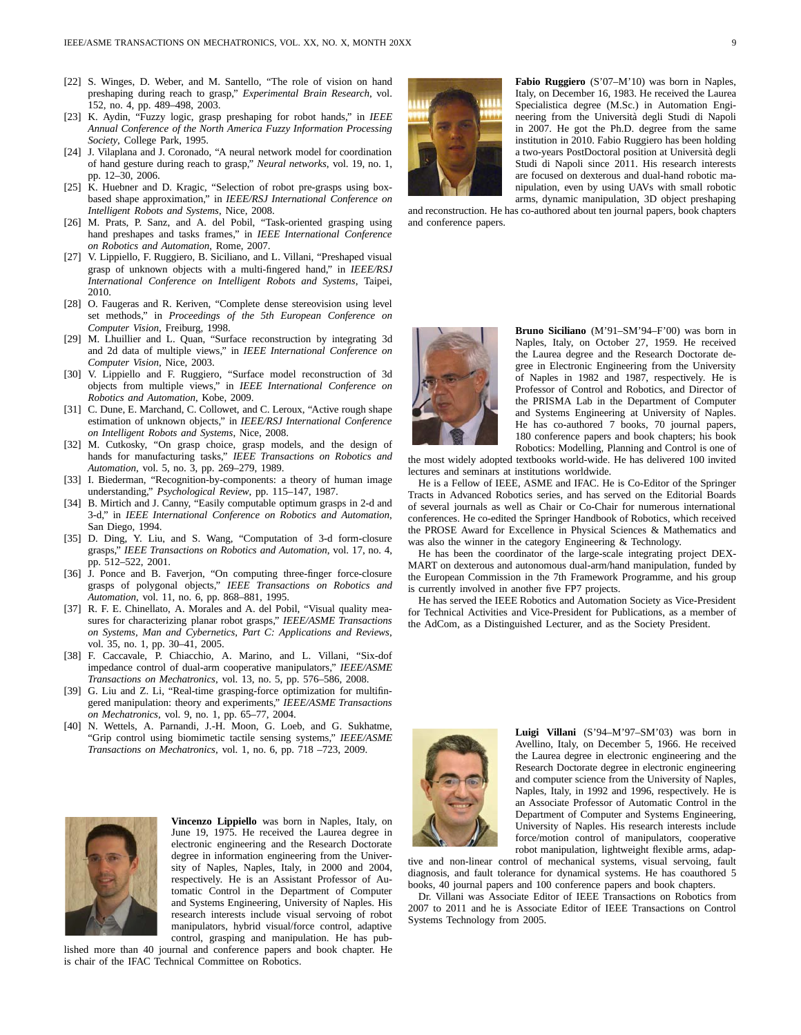[22] S. Winges, D. Weber, and M. Santello, "The role of vision on hand preshaping during reach to grasp," *Experimental Brain Research*, vol. 152, no. 4, pp. 489–498, 2003.

[23] K. Aydin, "Fuzzy logic, grasp preshaping for robot hands," in *IEEE Annual Conference of the North America Fuzzy Information Processing Society*, College Park, 1995.

[24] J. Vilaplana and J. Coronado, "A neural network model for coordination of hand gesture during reach to grasp," *Neural networks*, vol. 19, no. 1, pp. 12–30, 2006.

[25] K. Huebner and D. Kragic, "Selection of robot pre-grasps using box-based shape approximation," in *IEEE/RSJ International Conference on Intelligent Robots and Systems*, Nice, 2008.

[26] M. Prats, P. Sanz, and A. del Pobil, "Task-oriented grasping using hand preshapes and tasks frames," in *IEEE International Conference on Robotics and Automation*, Rome, 2007.

[27] V. Lippiello, F. Ruggiero, B. Siciliano, and L. Villani, "Preshaped visual grasp of unknown objects with a multi-fingered hand," in *IEEE/RSJ International Conference on Intelligent Robots and Systems*, Taipei, 2010.

[28] O. Faugeras and R. Keriven, "Complete dense stereovision using level set methods," in *Proceedings of the 5th European Conference on Computer Vision*, Freiburg, 1998.

[29] M. Lhuillier and L. Quan, "Surface reconstruction by integrating 3d and 2d data of multiple views," in *IEEE International Conference on Computer Vision*, Nice, 2003.

[30] V. Lippiello and F. Ruggiero, "Surface model reconstruction of 3d objects from multiple views," in *IEEE International Conference on Robotics and Automation*, Kobe, 2009.

[31] C. Dune, E. Marchand, C. Collowet, and C. Leroux, "Active rough shape estimation of unknown objects," in *IEEE/RSJ International Conference on Intelligent Robots and Systems*, Nice, 2008.

[32] M. Cutkosky, "On grasp choice, grasp models, and the design of hands for manufacturing tasks," *IEEE Transactions on Robotics and Automation*, vol. 5, no. 3, pp. 269–279, 1989.

[33] I. Biederman, "Recognition-by-components: a theory of human image understanding," *Psychological Review*, pp. 115–147, 1987.

[34] B. Mirtich and J. Canny, "Easily computable optimum grasps in 2-d and 3-d," in *IEEE International Conference on Robotics and Automation*, San Diego, 1994.

[35] D. Ding, Y. Liu, and S. Wang, "Computation of 3-d form-closure grasps," *IEEE Transactions on Robotics and Automation*, vol. 17, no. 4, pp. 512–522, 2001.

[36] J. Ponce and B. Faverjon, "On computing three-finger force-closure grasps of polygonal objects," *IEEE Transactions on Robotics and Automation*, vol. 11, no. 6, pp. 868–881, 1995.

[37] R. F. E. Chinellato, A. Morales and A. del Pobil, "Visual quality measures for characterizing planar robot grasps," *IEEE/ASME Transactions on Systems, Man and Cybernetics, Part C: Applications and Reviews*, vol. 35, no. 1, pp. 30–41, 2005.

[38] F. Caccavale, P. Chiacchio, A. Marino, and L. Villani, "Six-dof impedance control of dual-arm cooperative manipulators," *IEEE/ASME Transactions on Mechatronics*, vol. 13, no. 5, pp. 576–586, 2008.

[39] G. Liu and Z. Li, "Real-time grasping-force optimization for multifingered manipulation: theory and experiments," *IEEE/ASME Transactions on Mechatronics*, vol. 9, no. 1, pp. 65–77, 2004.

[40] N. Wettels, A. Parnandi, J.-H. Moon, G. Loeb, and G. Sukhatme, "Grip control using biomimetic tactile sensing systems," *IEEE/ASME Transactions on Mechatronics*, vol. 1, no. 6, pp. 718 –723, 2009.

**Vincenzo Lippiello** was born in Naples, Italy, on June 19, 1975. He received the Laurea degree in electronic engineering and the Research Doctorate degree in information engineering from the University of Naples, Naples, Italy, in 2000 and 2004, respectively. He is an Assistant Professor of Automatic Control in the Department of Computer and Systems Engineering, University of Naples. His research interests include visual servoing of robot manipulators, hybrid visual/force control, adaptive control, grasping and manipulation. He has published more than 40 journal and conference papers and book chapter. He is chair of the IFAC Technical Committee on Robotics.

**Fabio Ruggiero** (S'07–M'10) was born in Naples, Italy, on December 16, 1983. He received the Laurea Specialistica degree (M.Sc.) in Automation Engineering from the Università degli Studi di Napoli in 2007. He got the Ph.D. degree from the same institution in 2010. Fabio Ruggiero has been holding a two-years PostDoctoral position at Università degli Studi di Napoli since 2011. His research interests are focused on dexterous and dual-hand robotic manipulation, even by using UAVs with small robotic arms, dynamic manipulation, 3D object preshaping and reconstruction. He has co-authored about ten journal papers, book chapters and conference papers.

**Bruno Siciliano** (M'91–SM'94–F'00) was born in Naples, Italy, on October 27, 1959. He received the Laurea degree and the Research Doctorate degree in Electronic Engineering from the University of Naples in 1982 and 1987, respectively. He is Professor of Control and Robotics, and Director of the PRISMA Lab in the Department of Computer and Systems Engineering at University of Naples. He has co-authored 7 books, 70 journal papers, 180 conference papers and book chapters; his book Robotics: Modelling, Planning and Control is one of the most widely adopted textbooks world-wide. He has delivered 100 invited lectures and seminars at institutions worldwide.

He is a Fellow of IEEE, ASME and IFAC. He is Co-Editor of the Springer Tracts in Advanced Robotics series, and has served on the Editorial Boards of several journals as well as Chair or Co-Chair for numerous international conferences. He co-edited the Springer Handbook of Robotics, which received the PROSE Award for Excellence in Physical Sciences & Mathematics and was also the winner in the category Engineering & Technology.

He has been the coordinator of the large-scale integrating project DEXMART on dexterous and autonomous dual-arm/hand manipulation, funded by the European Commission in the 7th Framework Programme, and his group is currently involved in another five FP7 projects.

He has served the IEEE Robotics and Automation Society as Vice-President for Technical Activities and Vice-President for Publications, as a member of the AdCom, as a Distinguished Lecturer, and as the Society President.

**Luigi Villani** (S'94–M'97–SM'03) was born in Avellino, Italy, on December 5, 1966. He received the Laurea degree in electronic engineering and the Research Doctorate degree in electronic engineering and computer science from the University of Naples, Naples, Italy, in 1992 and 1996, respectively. He is an Associate Professor of Automatic Control in the Department of Computer and Systems Engineering, University of Naples. His research interests include force/motion control of manipulators, cooperative robot manipulation, lightweight flexible arms, adaptive and non-linear control of mechanical systems, visual servoing, fault diagnosis, and fault tolerance for dynamical systems. He has coauthored 5 books, 40 journal papers and 100 conference papers and book chapters.

Dr. Villani was Associate Editor of IEEE Transactions on Robotics from 2007 to 2011 and he is Associate Editor of IEEE Transactions on Control Systems Technology from 2005.